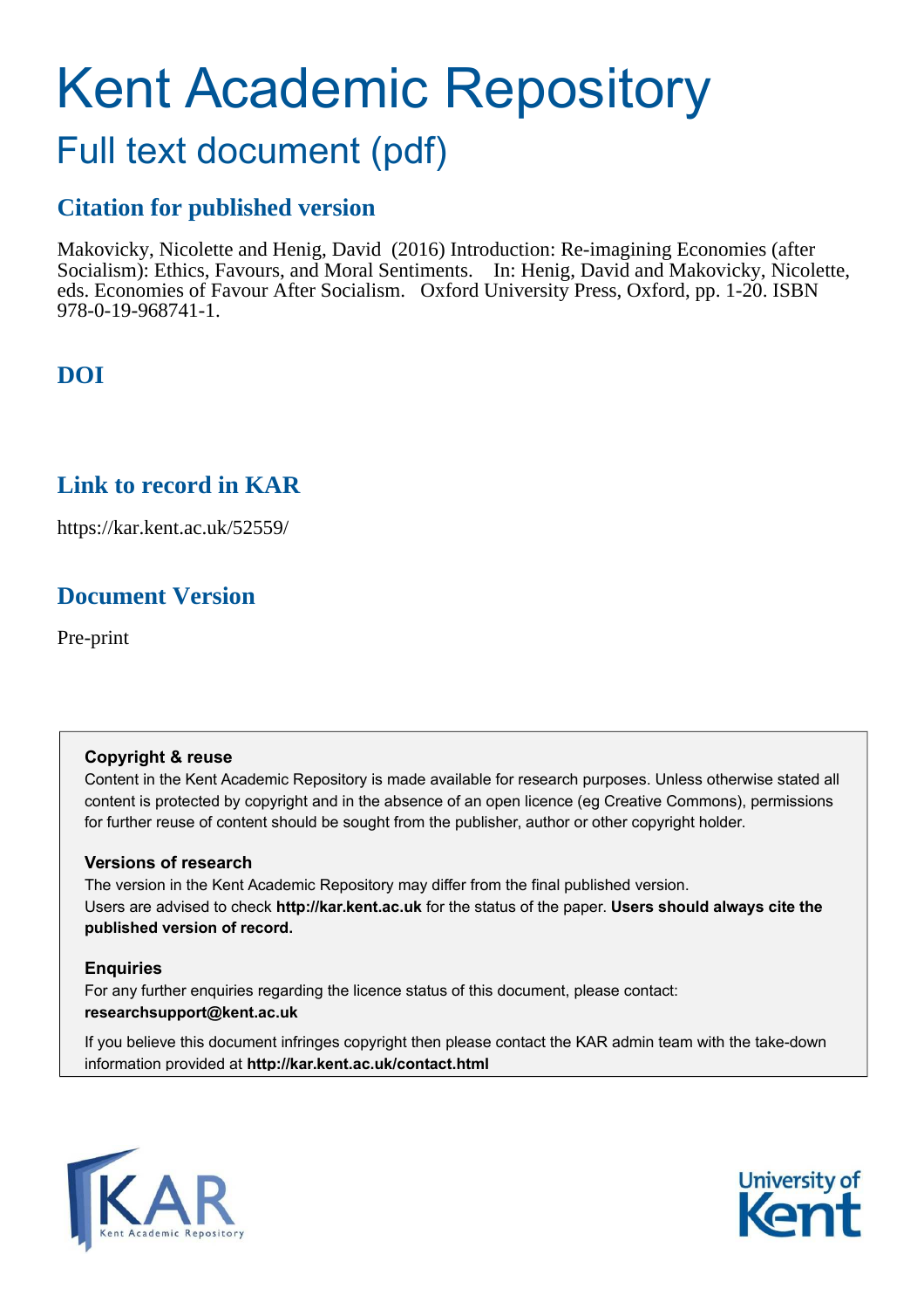# Kent Academic Repository

## Full text document (pdf)

### Citation for published version

Makovicky, Nicolette and Henig, David (2016) Introduction: Re-imagining Economies (after Socialism): Ethics, Favours, and Moral Sentiments. In: Henig, David and Makovicky, Nicolette, eds. Economies of Favour After Socialism. Oxford University Press, Oxford, pp. 1-20. ISBN 978-0-19-968741-1.

### DOI

### Link to record in KAR

https://kar.kent.ac.uk/52559/

### Document Version

Pre-print

**Copyright & reuse**

Content in the Kent Academic Repository is made available for research purposes. Unless otherwise stated all content is protected by copyright and in the absence of an open licence (eg Creative Commons), permissions for further reuse of content should be sought from the publisher, author or other copyright holder.

**Versions of research**

The version in the Kent Academic Repository may differ from the final published version.
Users are advised to check **http://kar.kent.ac.uk** for the status of the paper. **Users should always cite the published version of record.**

**Enquiries**

For any further enquiries regarding the licence status of this document, please contact:
**researchsupport@kent.ac.uk**

If you believe this document infringes copyright then please contact the KAR admin team with the take-down information provided at **http://kar.kent.ac.uk/contact.html**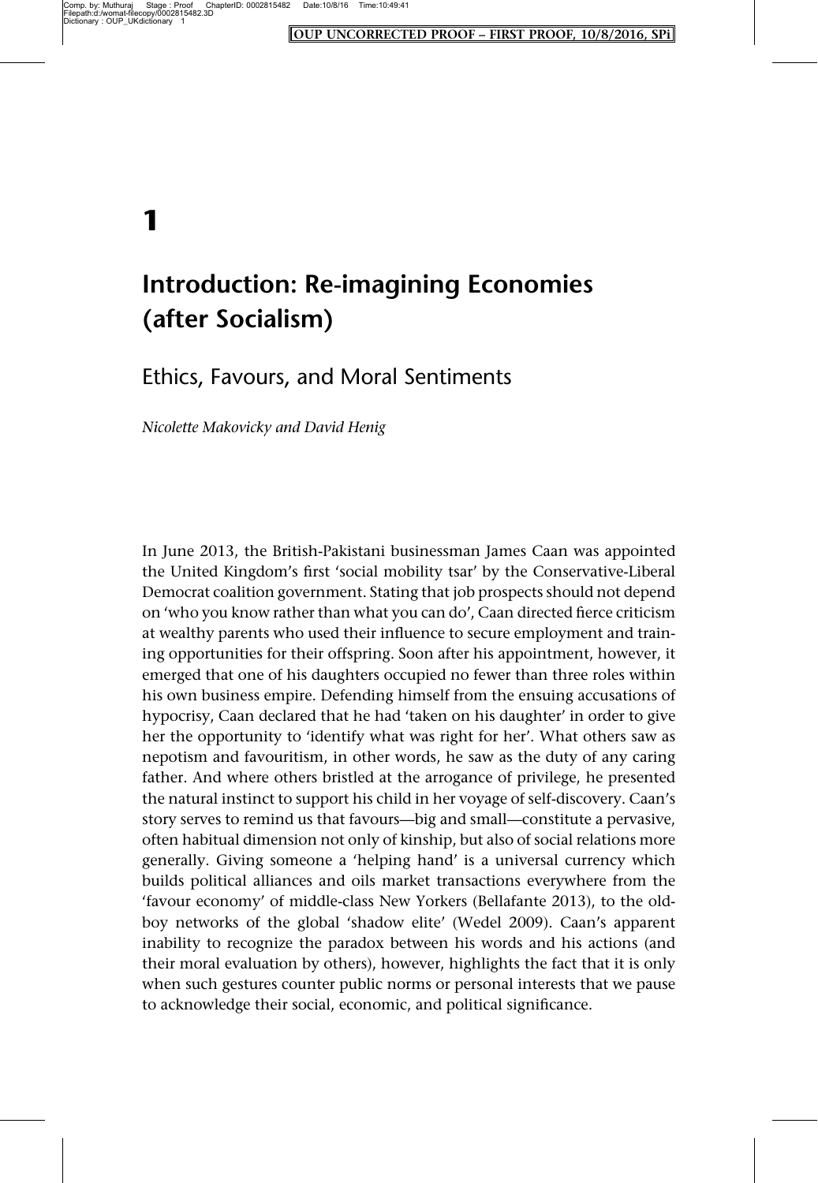# 1

# Introduction: Re-imagining Economies (after Socialism)

## Ethics, Favours, and Moral Sentiments

*Nicolette Makovicky and David Henig*

In June 2013, the British-Pakistani businessman James Caan was appointed the United Kingdom's first 'social mobility tsar' by the Conservative-Liberal Democrat coalition government. Stating that job prospects should not depend on 'who you know rather than what you can do', Caan directed fierce criticism at wealthy parents who used their influence to secure employment and training opportunities for their offspring. Soon after his appointment, however, it emerged that one of his daughters occupied no fewer than three roles within his own business empire. Defending himself from the ensuing accusations of hypocrisy, Caan declared that he had 'taken on his daughter' in order to give her the opportunity to 'identify what was right for her'. What others saw as nepotism and favouritism, in other words, he saw as the duty of any caring father. And where others bristled at the arrogance of privilege, he presented the natural instinct to support his child in her voyage of self-discovery. Caan's story serves to remind us that favours—big and small—constitute a pervasive, often habitual dimension not only of kinship, but also of social relations more generally. Giving someone a 'helping hand' is a universal currency which builds political alliances and oils market transactions everywhere from the 'favour economy' of middle-class New Yorkers (Bellafante 2013), to the old-boy networks of the global 'shadow elite' (Wedel 2009). Caan's apparent inability to recognize the paradox between his words and his actions (and their moral evaluation by others), however, highlights the fact that it is only when such gestures counter public norms or personal interests that we pause to acknowledge their social, economic, and political significance.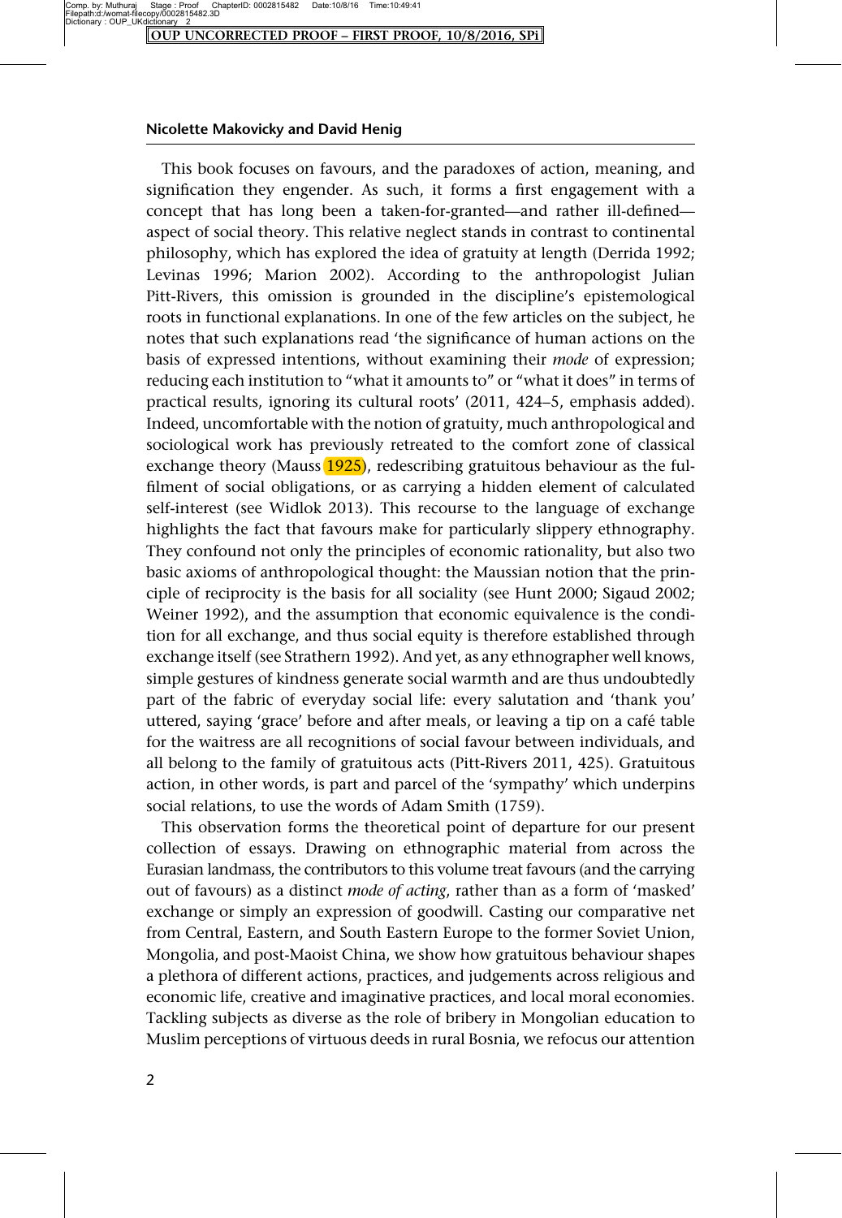This book focuses on favours, and the paradoxes of action, meaning, and signification they engender. As such, it forms a first engagement with a concept that has long been a taken-for-granted—and rather ill-defined—aspect of social theory. This relative neglect stands in contrast to continental philosophy, which has explored the idea of gratuity at length (Derrida 1992; Levinas 1996; Marion 2002). According to the anthropologist Julian Pitt-Rivers, this omission is grounded in the discipline's epistemological roots in functional explanations. In one of the few articles on the subject, he notes that such explanations read 'the significance of human actions on the basis of expressed intentions, without examining their *mode* of expression; reducing each institution to "what it amounts to" or "what it does" in terms of practical results, ignoring its cultural roots' (2011, 424–5, emphasis added). Indeed, uncomfortable with the notion of gratuity, much anthropological and sociological work has previously retreated to the comfort zone of classical exchange theory (Mauss 1925), redescribing gratuitous behaviour as the fulfilment of social obligations, or as carrying a hidden element of calculated self-interest (see Widlok 2013). This recourse to the language of exchange highlights the fact that favours make for particularly slippery ethnography. They confound not only the principles of economic rationality, but also two basic axioms of anthropological thought: the Maussian notion that the principle of reciprocity is the basis for all sociality (see Hunt 2000; Sigaud 2002; Weiner 1992), and the assumption that economic equivalence is the condition for all exchange, and thus social equity is therefore established through exchange itself (see Strathern 1992). And yet, as any ethnographer well knows, simple gestures of kindness generate social warmth and are thus undoubtedly part of the fabric of everyday social life: every salutation and 'thank you' uttered, saying 'grace' before and after meals, or leaving a tip on a café table for the waitress are all recognitions of social favour between individuals, and all belong to the family of gratuitous acts (Pitt-Rivers 2011, 425). Gratuitous action, in other words, is part and parcel of the 'sympathy' which underpins social relations, to use the words of Adam Smith (1759).

This observation forms the theoretical point of departure for our present collection of essays. Drawing on ethnographic material from across the Eurasian landmass, the contributors to this volume treat favours (and the carrying out of favours) as a distinct *mode of acting*, rather than as a form of 'masked' exchange or simply an expression of goodwill. Casting our comparative net from Central, Eastern, and South Eastern Europe to the former Soviet Union, Mongolia, and post-Maoist China, we show how gratuitous behaviour shapes a plethora of different actions, practices, and judgements across religious and economic life, creative and imaginative practices, and local moral economies. Tackling subjects as diverse as the role of bribery in Mongolian education to Muslim perceptions of virtuous deeds in rural Bosnia, we refocus our attention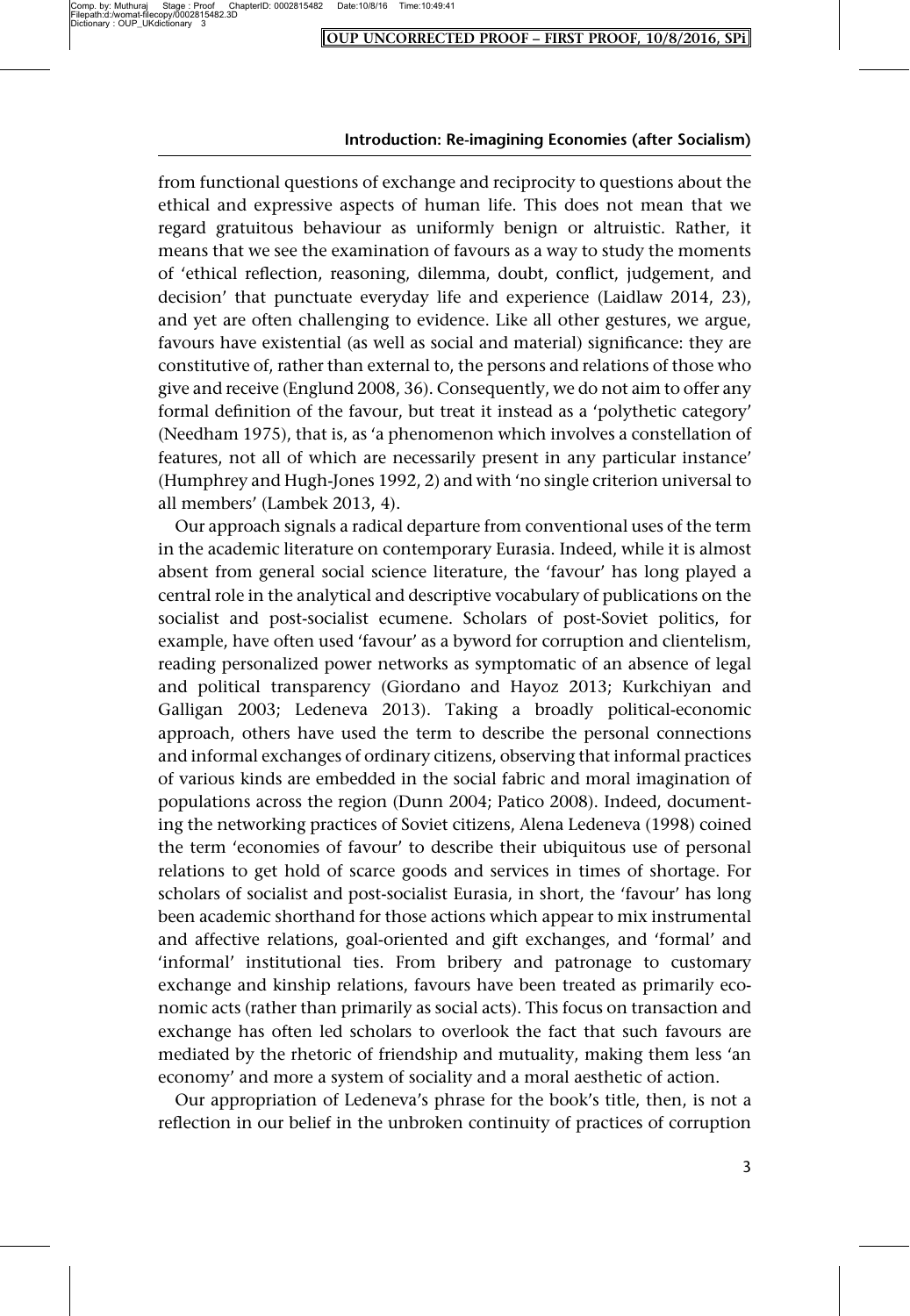from functional questions of exchange and reciprocity to questions about the ethical and expressive aspects of human life. This does not mean that we regard gratuitous behaviour as uniformly benign or altruistic. Rather, it means that we see the examination of favours as a way to study the moments of 'ethical reflection, reasoning, dilemma, doubt, conflict, judgement, and decision' that punctuate everyday life and experience (Laidlaw 2014, 23), and yet are often challenging to evidence. Like all other gestures, we argue, favours have existential (as well as social and material) significance: they are constitutive of, rather than external to, the persons and relations of those who give and receive (Englund 2008, 36). Consequently, we do not aim to offer any formal definition of the favour, but treat it instead as a 'polythetic category' (Needham 1975), that is, as 'a phenomenon which involves a constellation of features, not all of which are necessarily present in any particular instance' (Humphrey and Hugh-Jones 1992, 2) and with 'no single criterion universal to all members' (Lambek 2013, 4).

Our approach signals a radical departure from conventional uses of the term in the academic literature on contemporary Eurasia. Indeed, while it is almost absent from general social science literature, the 'favour' has long played a central role in the analytical and descriptive vocabulary of publications on the socialist and post-socialist ecumene. Scholars of post-Soviet politics, for example, have often used 'favour' as a byword for corruption and clientelism, reading personalized power networks as symptomatic of an absence of legal and political transparency (Giordano and Hayoz 2013; Kurkchiyan and Galligan 2003; Ledeneva 2013). Taking a broadly political-economic approach, others have used the term to describe the personal connections and informal exchanges of ordinary citizens, observing that informal practices of various kinds are embedded in the social fabric and moral imagination of populations across the region (Dunn 2004; Patico 2008). Indeed, documenting the networking practices of Soviet citizens, Alena Ledeneva (1998) coined the term 'economies of favour' to describe their ubiquitous use of personal relations to get hold of scarce goods and services in times of shortage. For scholars of socialist and post-socialist Eurasia, in short, the 'favour' has long been academic shorthand for those actions which appear to mix instrumental and affective relations, goal-oriented and gift exchanges, and 'formal' and 'informal' institutional ties. From bribery and patronage to customary exchange and kinship relations, favours have been treated as primarily economic acts (rather than primarily as social acts). This focus on transaction and exchange has often led scholars to overlook the fact that such favours are mediated by the rhetoric of friendship and mutuality, making them less 'an economy' and more a system of sociality and a moral aesthetic of action.

Our appropriation of Ledeneva's phrase for the book's title, then, is not a reflection in our belief in the unbroken continuity of practices of corruption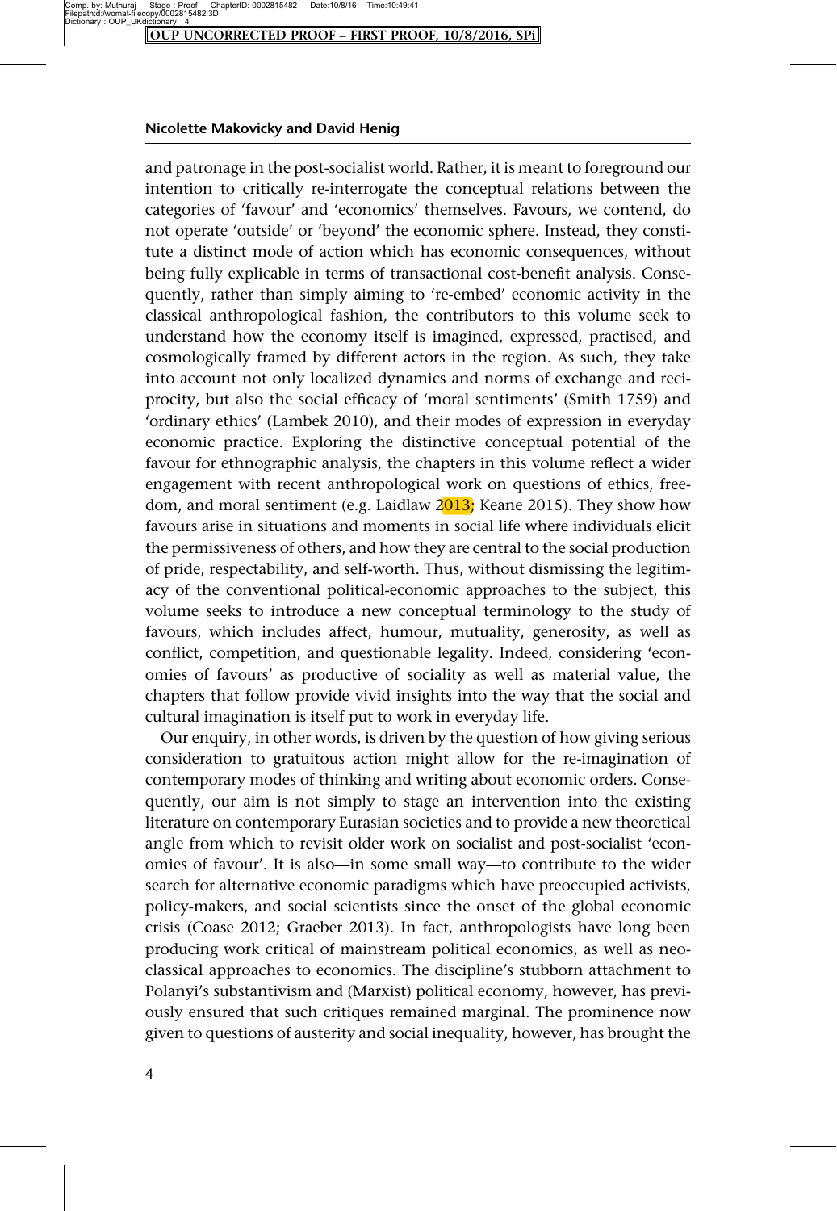and patronage in the post-socialist world. Rather, it is meant to foreground our intention to critically re-interrogate the conceptual relations between the categories of 'favour' and 'economics' themselves. Favours, we contend, do not operate 'outside' or 'beyond' the economic sphere. Instead, they constitute a distinct mode of action which has economic consequences, without being fully explicable in terms of transactional cost-benefit analysis. Consequently, rather than simply aiming to 're-embed' economic activity in the classical anthropological fashion, the contributors to this volume seek to understand how the economy itself is imagined, expressed, practised, and cosmologically framed by different actors in the region. As such, they take into account not only localized dynamics and norms of exchange and reciprocity, but also the social efficacy of 'moral sentiments' (Smith 1759) and 'ordinary ethics' (Lambek 2010), and their modes of expression in everyday economic practice. Exploring the distinctive conceptual potential of the favour for ethnographic analysis, the chapters in this volume reflect a wider engagement with recent anthropological work on questions of ethics, freedom, and moral sentiment (e.g. Laidlaw 2013; Keane 2015). They show how favours arise in situations and moments in social life where individuals elicit the permissiveness of others, and how they are central to the social production of pride, respectability, and self-worth. Thus, without dismissing the legitimacy of the conventional political-economic approaches to the subject, this volume seeks to introduce a new conceptual terminology to the study of favours, which includes affect, humour, mutuality, generosity, as well as conflict, competition, and questionable legality. Indeed, considering 'economies of favours' as productive of sociality as well as material value, the chapters that follow provide vivid insights into the way that the social and cultural imagination is itself put to work in everyday life.

Our enquiry, in other words, is driven by the question of how giving serious consideration to gratuitous action might allow for the re-imagination of contemporary modes of thinking and writing about economic orders. Consequently, our aim is not simply to stage an intervention into the existing literature on contemporary Eurasian societies and to provide a new theoretical angle from which to revisit older work on socialist and post-socialist 'economies of favour'. It is also—in some small way—to contribute to the wider search for alternative economic paradigms which have preoccupied activists, policy-makers, and social scientists since the onset of the global economic crisis (Coase 2012; Graeber 2013). In fact, anthropologists have long been producing work critical of mainstream political economics, as well as neoclassical approaches to economics. The discipline's stubborn attachment to Polanyi's substantivism and (Marxist) political economy, however, has previously ensured that such critiques remained marginal. The prominence now given to questions of austerity and social inequality, however, has brought the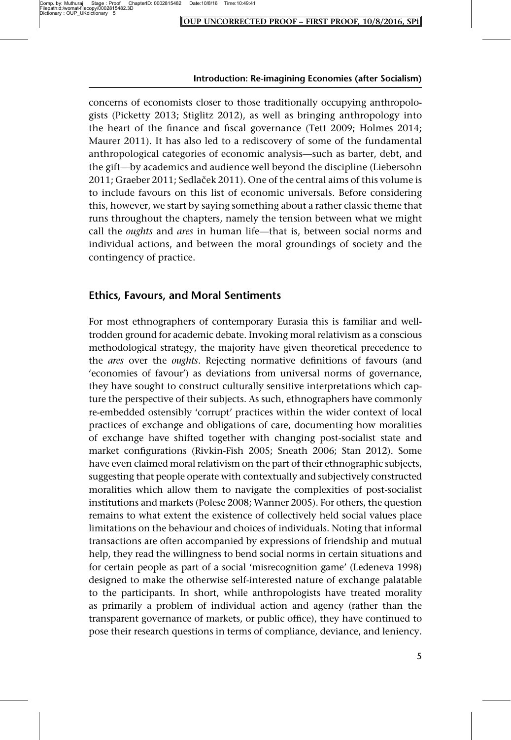concerns of economists closer to those traditionally occupying anthropologists (Picketty 2013; Stiglitz 2012), as well as bringing anthropology into the heart of the finance and fiscal governance (Tett 2009; Holmes 2014; Maurer 2011). It has also led to a rediscovery of some of the fundamental anthropological categories of economic analysis—such as barter, debt, and the gift—by academics and audience well beyond the discipline (Liebersohn 2011; Graeber 2011; Sedlaček 2011). One of the central aims of this volume is to include favours on this list of economic universals. Before considering this, however, we start by saying something about a rather classic theme that runs throughout the chapters, namely the tension between what we might call the *oughts* and *ares* in human life—that is, between social norms and individual actions, and between the moral groundings of society and the contingency of practice.

## Ethics, Favours, and Moral Sentiments

For most ethnographers of contemporary Eurasia this is familiar and well-trodden ground for academic debate. Invoking moral relativism as a conscious methodological strategy, the majority have given theoretical precedence to the *ares* over the *oughts*. Rejecting normative definitions of favours (and 'economies of favour') as deviations from universal norms of governance, they have sought to construct culturally sensitive interpretations which capture the perspective of their subjects. As such, ethnographers have commonly re-embedded ostensibly 'corrupt' practices within the wider context of local practices of exchange and obligations of care, documenting how moralities of exchange have shifted together with changing post-socialist state and market configurations (Rivkin-Fish 2005; Sneath 2006; Stan 2012). Some have even claimed moral relativism on the part of their ethnographic subjects, suggesting that people operate with contextually and subjectively constructed moralities which allow them to navigate the complexities of post-socialist institutions and markets (Polese 2008; Wanner 2005). For others, the question remains to what extent the existence of collectively held social values place limitations on the behaviour and choices of individuals. Noting that informal transactions are often accompanied by expressions of friendship and mutual help, they read the willingness to bend social norms in certain situations and for certain people as part of a social 'misrecognition game' (Ledeneva 1998) designed to make the otherwise self-interested nature of exchange palatable to the participants. In short, while anthropologists have treated morality as primarily a problem of individual action and agency (rather than the transparent governance of markets, or public office), they have continued to pose their research questions in terms of compliance, deviance, and leniency.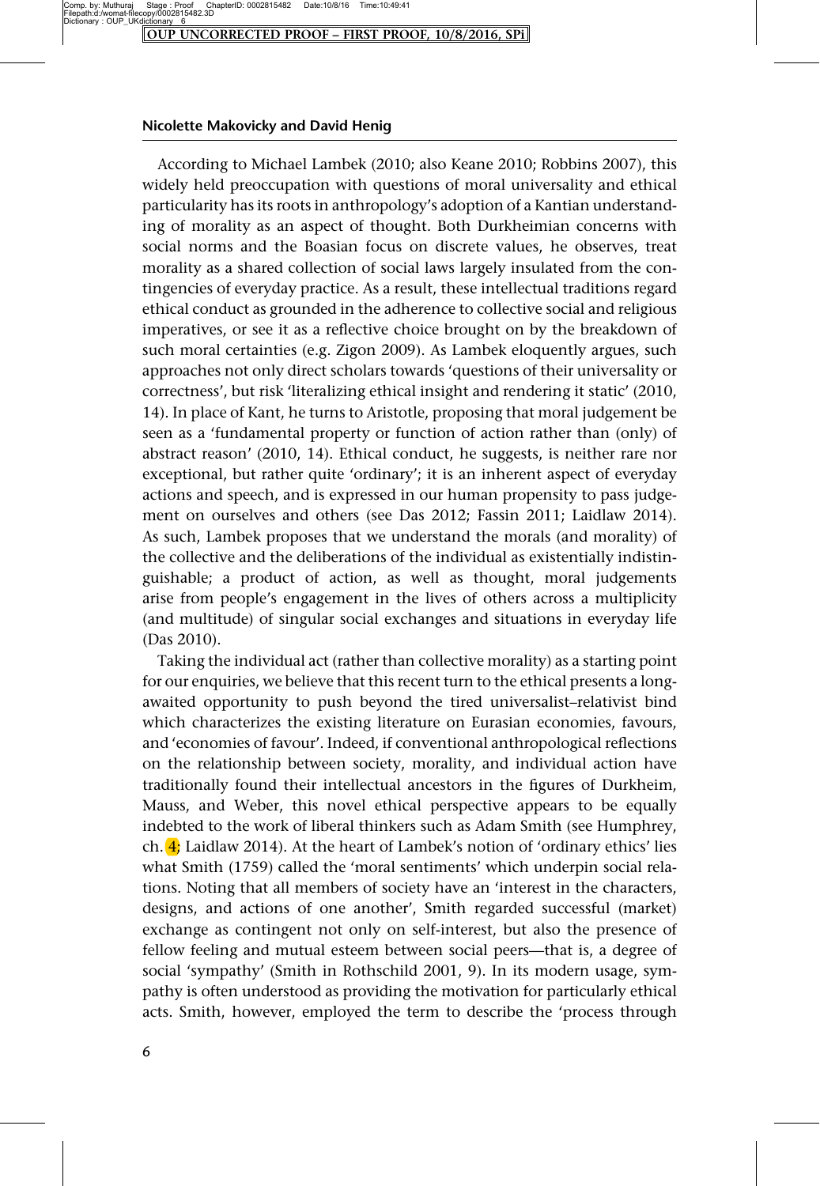According to Michael Lambek (2010; also Keane 2010; Robbins 2007), this widely held preoccupation with questions of moral universality and ethical particularity has its roots in anthropology's adoption of a Kantian understanding of morality as an aspect of thought. Both Durkheimian concerns with social norms and the Boasian focus on discrete values, he observes, treat morality as a shared collection of social laws largely insulated from the contingencies of everyday practice. As a result, these intellectual traditions regard ethical conduct as grounded in the adherence to collective social and religious imperatives, or see it as a reflective choice brought on by the breakdown of such moral certainties (e.g. Zigon 2009). As Lambek eloquently argues, such approaches not only direct scholars towards 'questions of their universality or correctness', but risk 'literalizing ethical insight and rendering it static' (2010, 14). In place of Kant, he turns to Aristotle, proposing that moral judgement be seen as a 'fundamental property or function of action rather than (only) of abstract reason' (2010, 14). Ethical conduct, he suggests, is neither rare nor exceptional, but rather quite 'ordinary'; it is an inherent aspect of everyday actions and speech, and is expressed in our human propensity to pass judgement on ourselves and others (see Das 2012; Fassin 2011; Laidlaw 2014). As such, Lambek proposes that we understand the morals (and morality) of the collective and the deliberations of the individual as existentially indistinguishable; a product of action, as well as thought, moral judgements arise from people's engagement in the lives of others across a multiplicity (and multitude) of singular social exchanges and situations in everyday life (Das 2010).

Taking the individual act (rather than collective morality) as a starting point for our enquiries, we believe that this recent turn to the ethical presents a long-awaited opportunity to push beyond the tired universalist–relativist bind which characterizes the existing literature on Eurasian economies, favours, and 'economies of favour'. Indeed, if conventional anthropological reflections on the relationship between society, morality, and individual action have traditionally found their intellectual ancestors in the figures of Durkheim, Mauss, and Weber, this novel ethical perspective appears to be equally indebted to the work of liberal thinkers such as Adam Smith (see Humphrey, ch. 4; Laidlaw 2014). At the heart of Lambek's notion of 'ordinary ethics' lies what Smith (1759) called the 'moral sentiments' which underpin social relations. Noting that all members of society have an 'interest in the characters, designs, and actions of one another', Smith regarded successful (market) exchange as contingent not only on self-interest, but also the presence of fellow feeling and mutual esteem between social peers—that is, a degree of social 'sympathy' (Smith in Rothschild 2001, 9). In its modern usage, sympathy is often understood as providing the motivation for particularly ethical acts. Smith, however, employed the term to describe the 'process through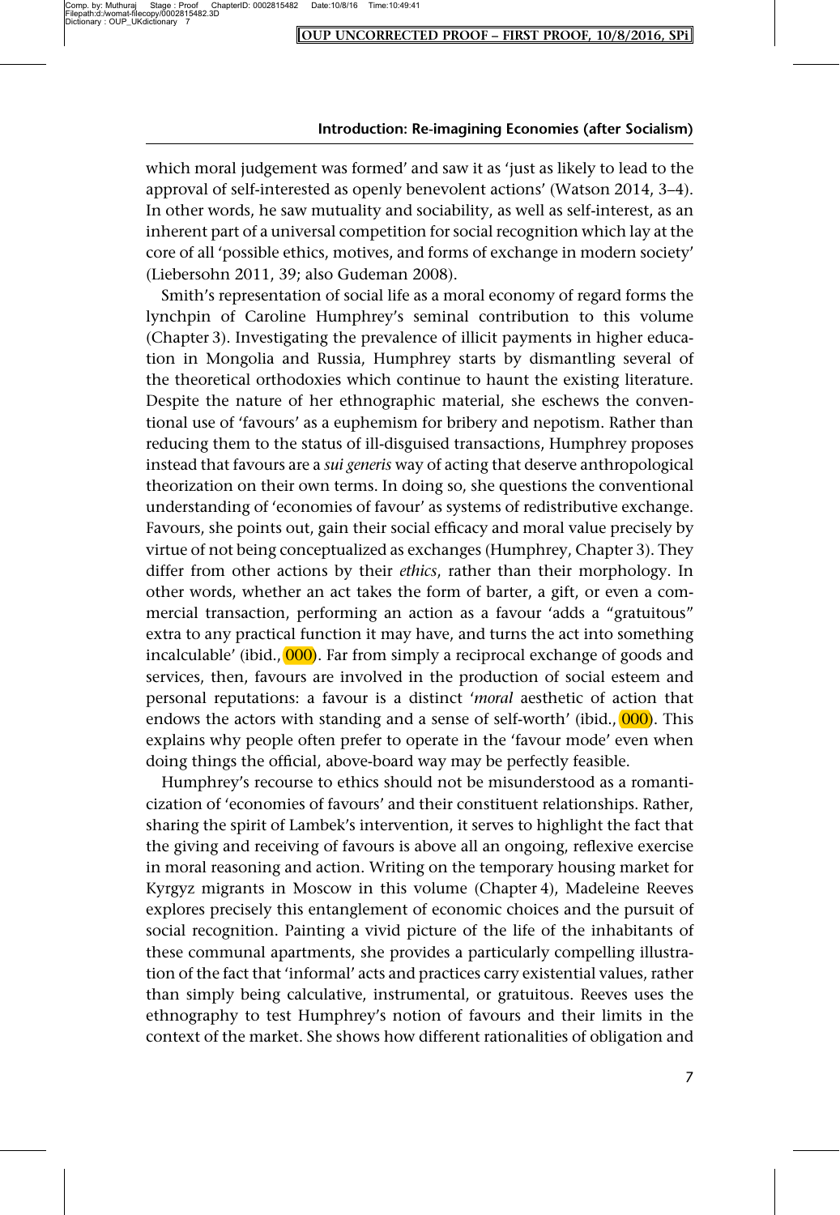which moral judgement was formed' and saw it as 'just as likely to lead to the approval of self-interested as openly benevolent actions' (Watson 2014, 3–4). In other words, he saw mutuality and sociability, as well as self-interest, as an inherent part of a universal competition for social recognition which lay at the core of all 'possible ethics, motives, and forms of exchange in modern society' (Liebersohn 2011, 39; also Gudeman 2008).

Smith's representation of social life as a moral economy of regard forms the lynchpin of Caroline Humphrey's seminal contribution to this volume (Chapter 3). Investigating the prevalence of illicit payments in higher education in Mongolia and Russia, Humphrey starts by dismantling several of the theoretical orthodoxies which continue to haunt the existing literature. Despite the nature of her ethnographic material, she eschews the conventional use of 'favours' as a euphemism for bribery and nepotism. Rather than reducing them to the status of ill-disguised transactions, Humphrey proposes instead that favours are a *sui generis* way of acting that deserve anthropological theorization on their own terms. In doing so, she questions the conventional understanding of 'economies of favour' as systems of redistributive exchange. Favours, she points out, gain their social efficacy and moral value precisely by virtue of not being conceptualized as exchanges (Humphrey, Chapter 3). They differ from other actions by their *ethics*, rather than their morphology. In other words, whether an act takes the form of barter, a gift, or even a commercial transaction, performing an action as a favour 'adds a "gratuitous" extra to any practical function it may have, and turns the act into something incalculable' (ibid., 000). Far from simply a reciprocal exchange of goods and services, then, favours are involved in the production of social esteem and personal reputations: a favour is a distinct '*moral* aesthetic of action that endows the actors with standing and a sense of self-worth' (ibid., 000). This explains why people often prefer to operate in the 'favour mode' even when doing things the official, above-board way may be perfectly feasible.

Humphrey's recourse to ethics should not be misunderstood as a romanticization of 'economies of favours' and their constituent relationships. Rather, sharing the spirit of Lambek's intervention, it serves to highlight the fact that the giving and receiving of favours is above all an ongoing, reflexive exercise in moral reasoning and action. Writing on the temporary housing market for Kyrgyz migrants in Moscow in this volume (Chapter 4), Madeleine Reeves explores precisely this entanglement of economic choices and the pursuit of social recognition. Painting a vivid picture of the life of the inhabitants of these communal apartments, she provides a particularly compelling illustration of the fact that 'informal' acts and practices carry existential values, rather than simply being calculative, instrumental, or gratuitous. Reeves uses the ethnography to test Humphrey's notion of favours and their limits in the context of the market. She shows how different rationalities of obligation and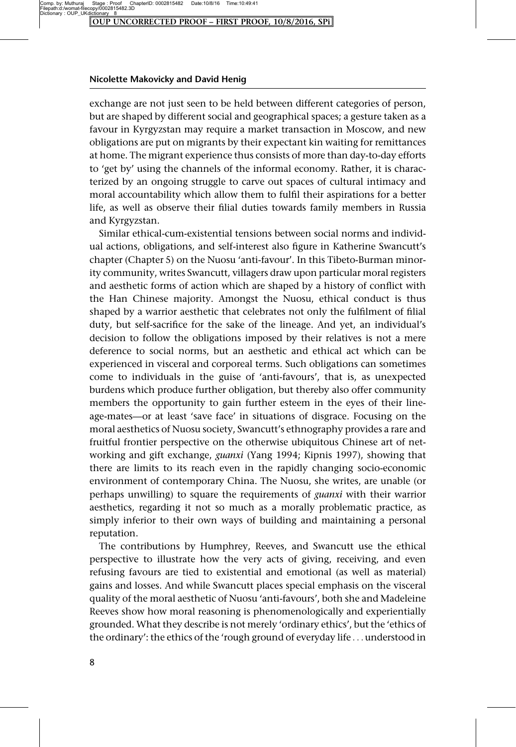exchange are not just seen to be held between different categories of person, but are shaped by different social and geographical spaces; a gesture taken as a favour in Kyrgyzstan may require a market transaction in Moscow, and new obligations are put on migrants by their expectant kin waiting for remittances at home. The migrant experience thus consists of more than day-to-day efforts to 'get by' using the channels of the informal economy. Rather, it is characterized by an ongoing struggle to carve out spaces of cultural intimacy and moral accountability which allow them to fulfil their aspirations for a better life, as well as observe their filial duties towards family members in Russia and Kyrgyzstan.

Similar ethical-cum-existential tensions between social norms and individual actions, obligations, and self-interest also figure in Katherine Swancutt's chapter (Chapter 5) on the Nuosu 'anti-favour'. In this Tibeto-Burman minority community, writes Swancutt, villagers draw upon particular moral registers and aesthetic forms of action which are shaped by a history of conflict with the Han Chinese majority. Amongst the Nuosu, ethical conduct is thus shaped by a warrior aesthetic that celebrates not only the fulfilment of filial duty, but self-sacrifice for the sake of the lineage. And yet, an individual's decision to follow the obligations imposed by their relatives is not a mere deference to social norms, but an aesthetic and ethical act which can be experienced in visceral and corporeal terms. Such obligations can sometimes come to individuals in the guise of 'anti-favours', that is, as unexpected burdens which produce further obligation, but thereby also offer community members the opportunity to gain further esteem in the eyes of their lineage-mates—or at least 'save face' in situations of disgrace. Focusing on the moral aesthetics of Nuosu society, Swancutt's ethnography provides a rare and fruitful frontier perspective on the otherwise ubiquitous Chinese art of networking and gift exchange, *guanxi* (Yang 1994; Kipnis 1997), showing that there are limits to its reach even in the rapidly changing socio-economic environment of contemporary China. The Nuosu, she writes, are unable (or perhaps unwilling) to square the requirements of *guanxi* with their warrior aesthetics, regarding it not so much as a morally problematic practice, as simply inferior to their own ways of building and maintaining a personal reputation.

The contributions by Humphrey, Reeves, and Swancutt use the ethical perspective to illustrate how the very acts of giving, receiving, and even refusing favours are tied to existential and emotional (as well as material) gains and losses. And while Swancutt places special emphasis on the visceral quality of the moral aesthetic of Nuosu 'anti-favours', both she and Madeleine Reeves show how moral reasoning is phenomenologically and experientially grounded. What they describe is not merely 'ordinary ethics', but the 'ethics of the ordinary': the ethics of the 'rough ground of everyday life . . . understood in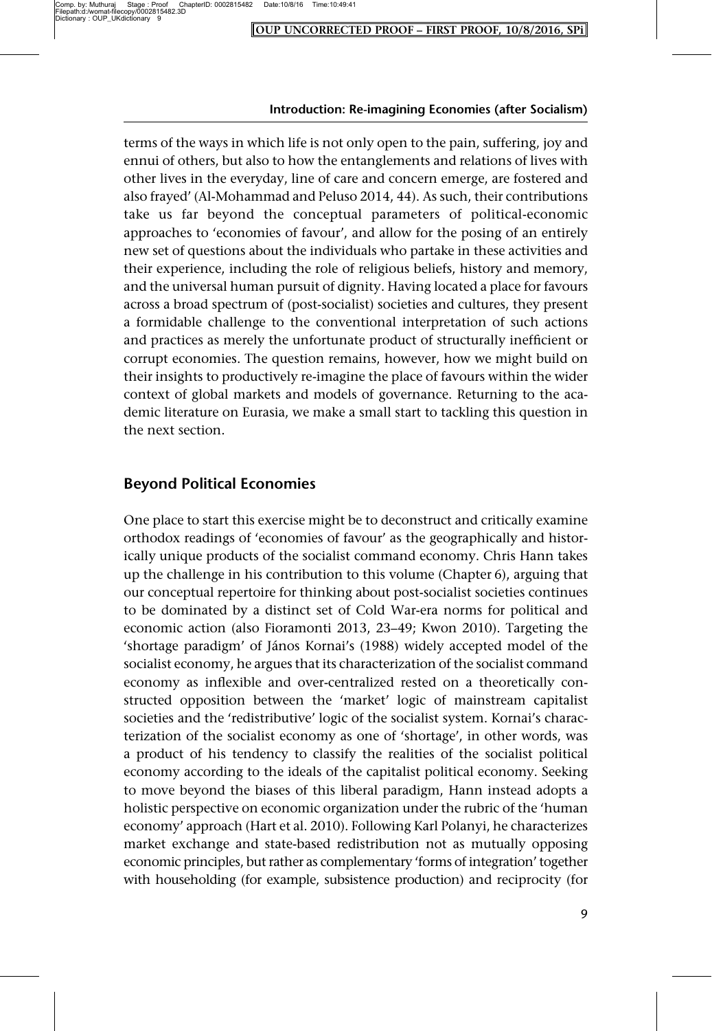terms of the ways in which life is not only open to the pain, suffering, joy and ennui of others, but also to how the entanglements and relations of lives with other lives in the everyday, line of care and concern emerge, are fostered and also frayed' (Al-Mohammad and Peluso 2014, 44). As such, their contributions take us far beyond the conceptual parameters of political-economic approaches to 'economies of favour', and allow for the posing of an entirely new set of questions about the individuals who partake in these activities and their experience, including the role of religious beliefs, history and memory, and the universal human pursuit of dignity. Having located a place for favours across a broad spectrum of (post-socialist) societies and cultures, they present a formidable challenge to the conventional interpretation of such actions and practices as merely the unfortunate product of structurally inefficient or corrupt economies. The question remains, however, how we might build on their insights to productively re-imagine the place of favours within the wider context of global markets and models of governance. Returning to the academic literature on Eurasia, we make a small start to tackling this question in the next section.

## Beyond Political Economies

One place to start this exercise might be to deconstruct and critically examine orthodox readings of 'economies of favour' as the geographically and historically unique products of the socialist command economy. Chris Hann takes up the challenge in his contribution to this volume (Chapter 6), arguing that our conceptual repertoire for thinking about post-socialist societies continues to be dominated by a distinct set of Cold War-era norms for political and economic action (also Fioramonti 2013, 23–49; Kwon 2010). Targeting the 'shortage paradigm' of János Kornai's (1988) widely accepted model of the socialist economy, he argues that its characterization of the socialist command economy as inflexible and over-centralized rested on a theoretically constructed opposition between the 'market' logic of mainstream capitalist societies and the 'redistributive' logic of the socialist system. Kornai's characterization of the socialist economy as one of 'shortage', in other words, was a product of his tendency to classify the realities of the socialist political economy according to the ideals of the capitalist political economy. Seeking to move beyond the biases of this liberal paradigm, Hann instead adopts a holistic perspective on economic organization under the rubric of the 'human economy' approach (Hart et al. 2010). Following Karl Polanyi, he characterizes market exchange and state-based redistribution not as mutually opposing economic principles, but rather as complementary 'forms of integration' together with householding (for example, subsistence production) and reciprocity (for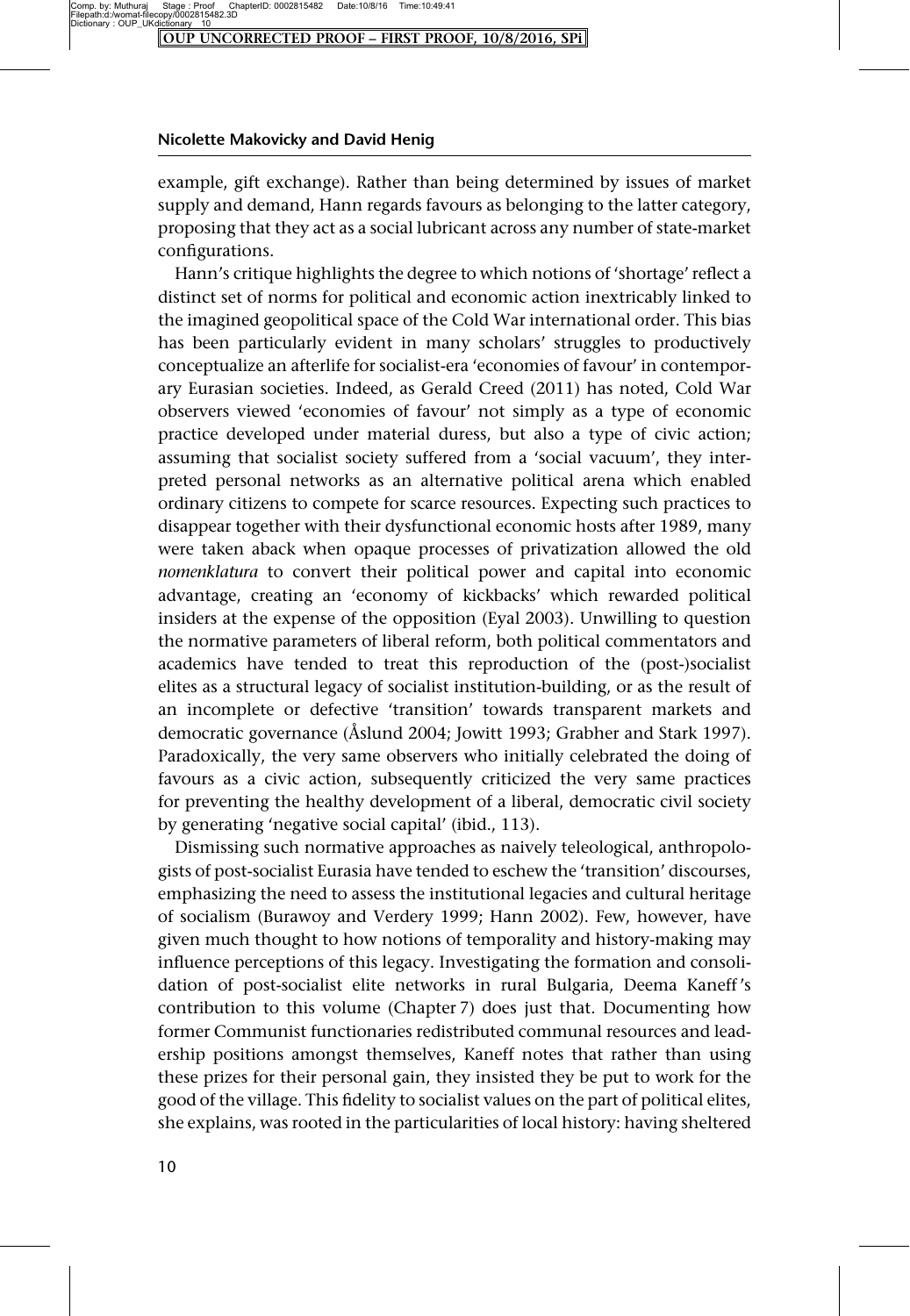example, gift exchange). Rather than being determined by issues of market supply and demand, Hann regards favours as belonging to the latter category, proposing that they act as a social lubricant across any number of state-market configurations.

Hann's critique highlights the degree to which notions of 'shortage' reflect a distinct set of norms for political and economic action inextricably linked to the imagined geopolitical space of the Cold War international order. This bias has been particularly evident in many scholars' struggles to productively conceptualize an afterlife for socialist-era 'economies of favour' in contemporary Eurasian societies. Indeed, as Gerald Creed (2011) has noted, Cold War observers viewed 'economies of favour' not simply as a type of economic practice developed under material duress, but also a type of civic action; assuming that socialist society suffered from a 'social vacuum', they interpreted personal networks as an alternative political arena which enabled ordinary citizens to compete for scarce resources. Expecting such practices to disappear together with their dysfunctional economic hosts after 1989, many were taken aback when opaque processes of privatization allowed the old *nomenklatura* to convert their political power and capital into economic advantage, creating an 'economy of kickbacks' which rewarded political insiders at the expense of the opposition (Eyal 2003). Unwilling to question the normative parameters of liberal reform, both political commentators and academics have tended to treat this reproduction of the (post-)socialist elites as a structural legacy of socialist institution-building, or as the result of an incomplete or defective 'transition' towards transparent markets and democratic governance (Åslund 2004; Jowitt 1993; Grabher and Stark 1997). Paradoxically, the very same observers who initially celebrated the doing of favours as a civic action, subsequently criticized the very same practices for preventing the healthy development of a liberal, democratic civil society by generating 'negative social capital' (ibid., 113).

Dismissing such normative approaches as naively teleological, anthropologists of post-socialist Eurasia have tended to eschew the 'transition' discourses, emphasizing the need to assess the institutional legacies and cultural heritage of socialism (Burawoy and Verdery 1999; Hann 2002). Few, however, have given much thought to how notions of temporality and history-making may influence perceptions of this legacy. Investigating the formation and consolidation of post-socialist elite networks in rural Bulgaria, Deema Kaneff's contribution to this volume (Chapter 7) does just that. Documenting how former Communist functionaries redistributed communal resources and leadership positions amongst themselves, Kaneff notes that rather than using these prizes for their personal gain, they insisted they be put to work for the good of the village. This fidelity to socialist values on the part of political elites, she explains, was rooted in the particularities of local history: having sheltered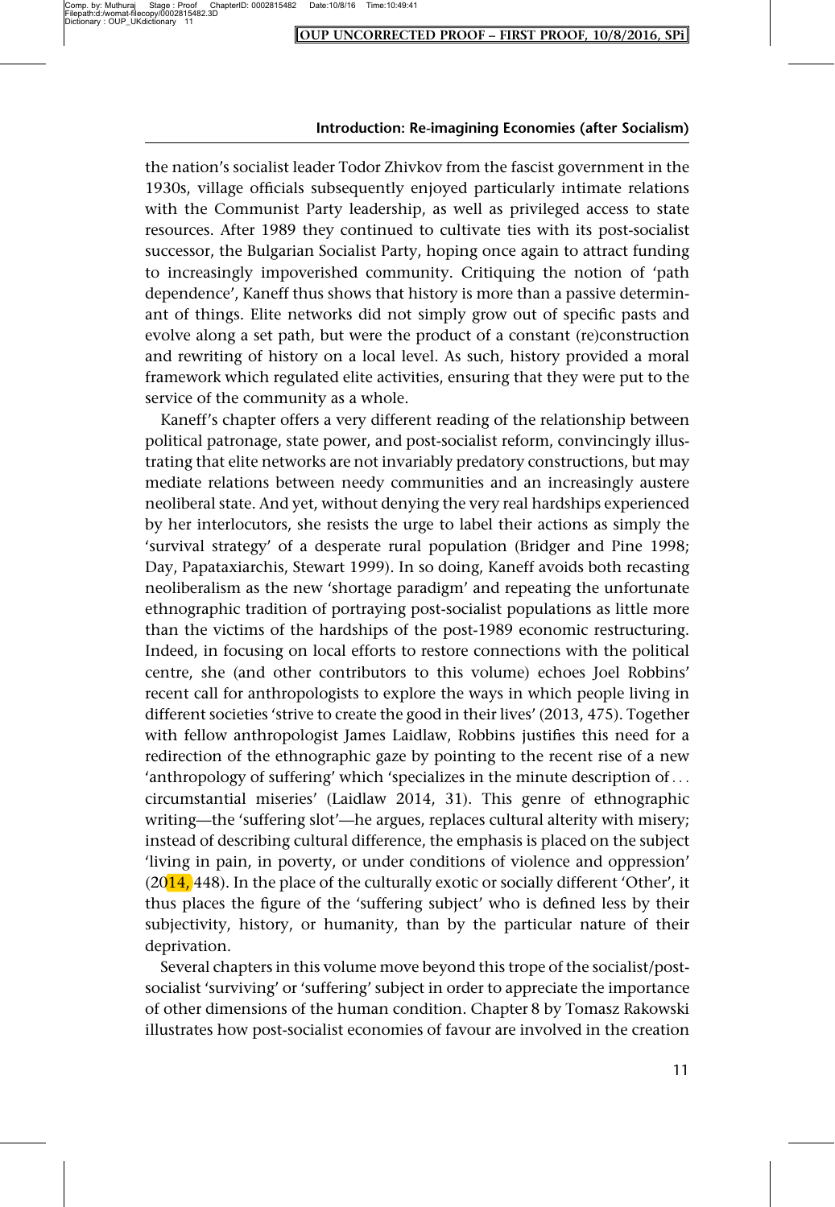the nation's socialist leader Todor Zhivkov from the fascist government in the 1930s, village officials subsequently enjoyed particularly intimate relations with the Communist Party leadership, as well as privileged access to state resources. After 1989 they continued to cultivate ties with its post-socialist successor, the Bulgarian Socialist Party, hoping once again to attract funding to increasingly impoverished community. Critiquing the notion of 'path dependence', Kaneff thus shows that history is more than a passive determinant of things. Elite networks did not simply grow out of specific pasts and evolve along a set path, but were the product of a constant (re)construction and rewriting of history on a local level. As such, history provided a moral framework which regulated elite activities, ensuring that they were put to the service of the community as a whole.

Kaneff's chapter offers a very different reading of the relationship between political patronage, state power, and post-socialist reform, convincingly illustrating that elite networks are not invariably predatory constructions, but may mediate relations between needy communities and an increasingly austere neoliberal state. And yet, without denying the very real hardships experienced by her interlocutors, she resists the urge to label their actions as simply the 'survival strategy' of a desperate rural population (Bridger and Pine 1998; Day, Papataxiarchis, Stewart 1999). In so doing, Kaneff avoids both recasting neoliberalism as the new 'shortage paradigm' and repeating the unfortunate ethnographic tradition of portraying post-socialist populations as little more than the victims of the hardships of the post-1989 economic restructuring. Indeed, in focusing on local efforts to restore connections with the political centre, she (and other contributors to this volume) echoes Joel Robbins' recent call for anthropologists to explore the ways in which people living in different societies 'strive to create the good in their lives' (2013, 475). Together with fellow anthropologist James Laidlaw, Robbins justifies this need for a redirection of the ethnographic gaze by pointing to the recent rise of a new 'anthropology of suffering' which 'specializes in the minute description of ... circumstantial miseries' (Laidlaw 2014, 31). This genre of ethnographic writing—the 'suffering slot'—he argues, replaces cultural alterity with misery; instead of describing cultural difference, the emphasis is placed on the subject 'living in pain, in poverty, or under conditions of violence and oppression' (2014, 448). In the place of the culturally exotic or socially different 'Other', it thus places the figure of the 'suffering subject' who is defined less by their subjectivity, history, or humanity, than by the particular nature of their deprivation.

Several chapters in this volume move beyond this trope of the socialist/post-socialist 'surviving' or 'suffering' subject in order to appreciate the importance of other dimensions of the human condition. Chapter 8 by Tomasz Rakowski illustrates how post-socialist economies of favour are involved in the creation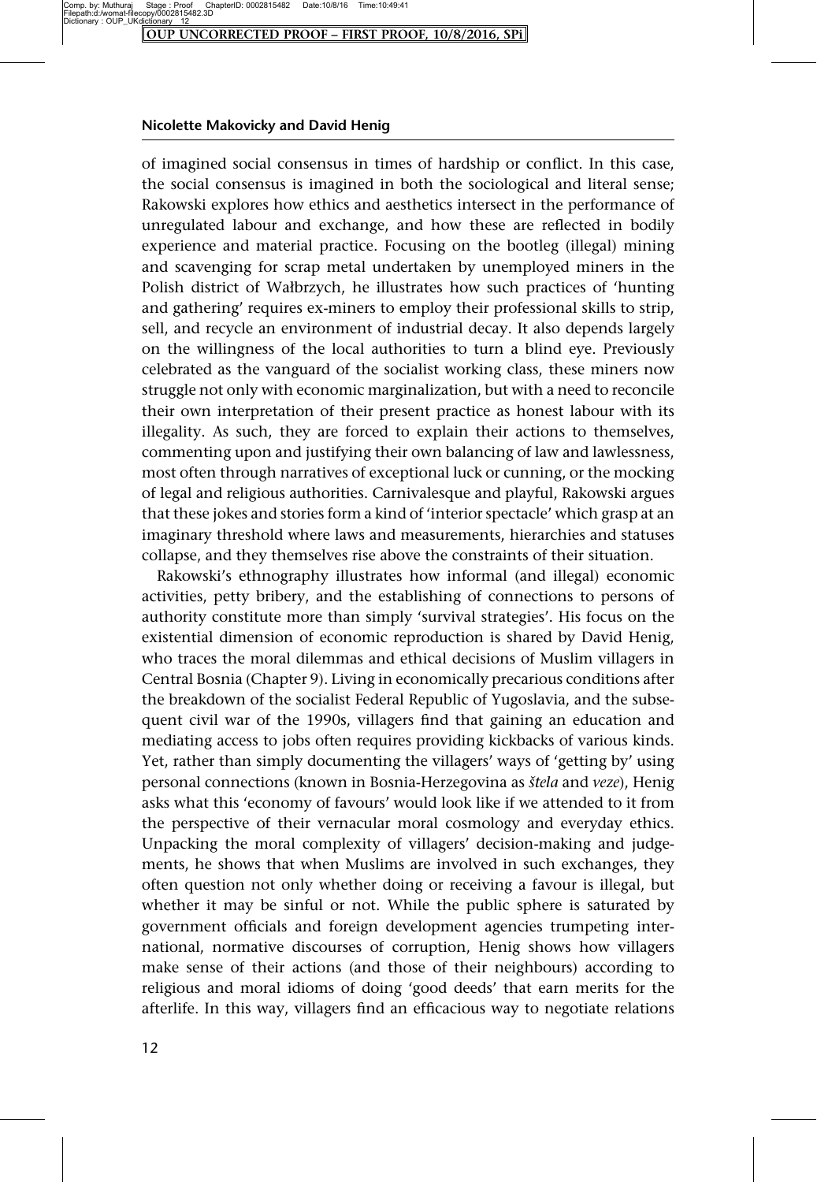of imagined social consensus in times of hardship or conflict. In this case, the social consensus is imagined in both the sociological and literal sense; Rakowski explores how ethics and aesthetics intersect in the performance of unregulated labour and exchange, and how these are reflected in bodily experience and material practice. Focusing on the bootleg (illegal) mining and scavenging for scrap metal undertaken by unemployed miners in the Polish district of Wałbrzych, he illustrates how such practices of 'hunting and gathering' requires ex-miners to employ their professional skills to strip, sell, and recycle an environment of industrial decay. It also depends largely on the willingness of the local authorities to turn a blind eye. Previously celebrated as the vanguard of the socialist working class, these miners now struggle not only with economic marginalization, but with a need to reconcile their own interpretation of their present practice as honest labour with its illegality. As such, they are forced to explain their actions to themselves, commenting upon and justifying their own balancing of law and lawlessness, most often through narratives of exceptional luck or cunning, or the mocking of legal and religious authorities. Carnivalesque and playful, Rakowski argues that these jokes and stories form a kind of 'interior spectacle' which grasp at an imaginary threshold where laws and measurements, hierarchies and statuses collapse, and they themselves rise above the constraints of their situation.

Rakowski's ethnography illustrates how informal (and illegal) economic activities, petty bribery, and the establishing of connections to persons of authority constitute more than simply 'survival strategies'. His focus on the existential dimension of economic reproduction is shared by David Henig, who traces the moral dilemmas and ethical decisions of Muslim villagers in Central Bosnia (Chapter 9). Living in economically precarious conditions after the breakdown of the socialist Federal Republic of Yugoslavia, and the subsequent civil war of the 1990s, villagers find that gaining an education and mediating access to jobs often requires providing kickbacks of various kinds. Yet, rather than simply documenting the villagers' ways of 'getting by' using personal connections (known in Bosnia-Herzegovina as *štela* and *veze*), Henig asks what this 'economy of favours' would look like if we attended to it from the perspective of their vernacular moral cosmology and everyday ethics. Unpacking the moral complexity of villagers' decision-making and judgements, he shows that when Muslims are involved in such exchanges, they often question not only whether doing or receiving a favour is illegal, but whether it may be sinful or not. While the public sphere is saturated by government officials and foreign development agencies trumpeting international, normative discourses of corruption, Henig shows how villagers make sense of their actions (and those of their neighbours) according to religious and moral idioms of doing 'good deeds' that earn merits for the afterlife. In this way, villagers find an efficacious way to negotiate relations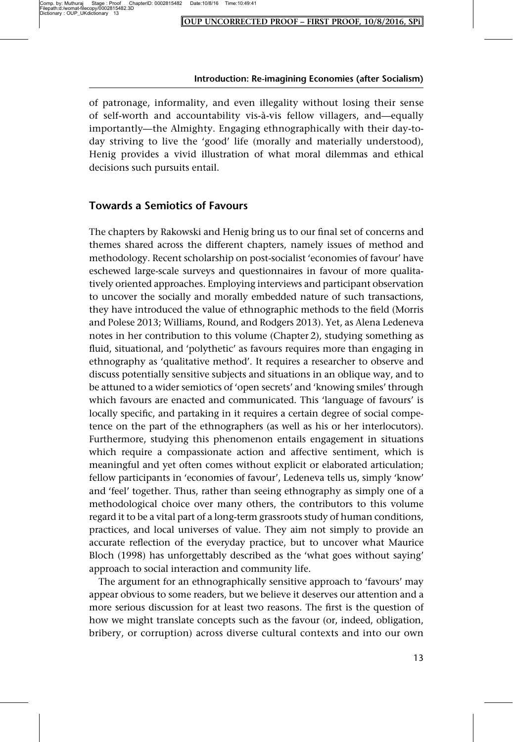of patronage, informality, and even illegality without losing their sense of self-worth and accountability vis-à-vis fellow villagers, and—equally importantly—the Almighty. Engaging ethnographically with their day-to-day striving to live the 'good' life (morally and materially understood), Henig provides a vivid illustration of what moral dilemmas and ethical decisions such pursuits entail.

## Towards a Semiotics of Favours

The chapters by Rakowski and Henig bring us to our final set of concerns and themes shared across the different chapters, namely issues of method and methodology. Recent scholarship on post-socialist 'economies of favour' have eschewed large-scale surveys and questionnaires in favour of more qualitatively oriented approaches. Employing interviews and participant observation to uncover the socially and morally embedded nature of such transactions, they have introduced the value of ethnographic methods to the field (Morris and Polese 2013; Williams, Round, and Rodgers 2013). Yet, as Alena Ledeneva notes in her contribution to this volume (Chapter 2), studying something as fluid, situational, and 'polythetic' as favours requires more than engaging in ethnography as 'qualitative method'. It requires a researcher to observe and discuss potentially sensitive subjects and situations in an oblique way, and to be attuned to a wider semiotics of 'open secrets' and 'knowing smiles' through which favours are enacted and communicated. This 'language of favours' is locally specific, and partaking in it requires a certain degree of social competence on the part of the ethnographers (as well as his or her interlocutors). Furthermore, studying this phenomenon entails engagement in situations which require a compassionate action and affective sentiment, which is meaningful and yet often comes without explicit or elaborated articulation; fellow participants in 'economies of favour', Ledeneva tells us, simply 'know' and 'feel' together. Thus, rather than seeing ethnography as simply one of a methodological choice over many others, the contributors to this volume regard it to be a vital part of a long-term grassroots study of human conditions, practices, and local universes of value. They aim not simply to provide an accurate reflection of the everyday practice, but to uncover what Maurice Bloch (1998) has unforgettably described as the 'what goes without saying' approach to social interaction and community life.

The argument for an ethnographically sensitive approach to 'favours' may appear obvious to some readers, but we believe it deserves our attention and a more serious discussion for at least two reasons. The first is the question of how we might translate concepts such as the favour (or, indeed, obligation, bribery, or corruption) across diverse cultural contexts and into our own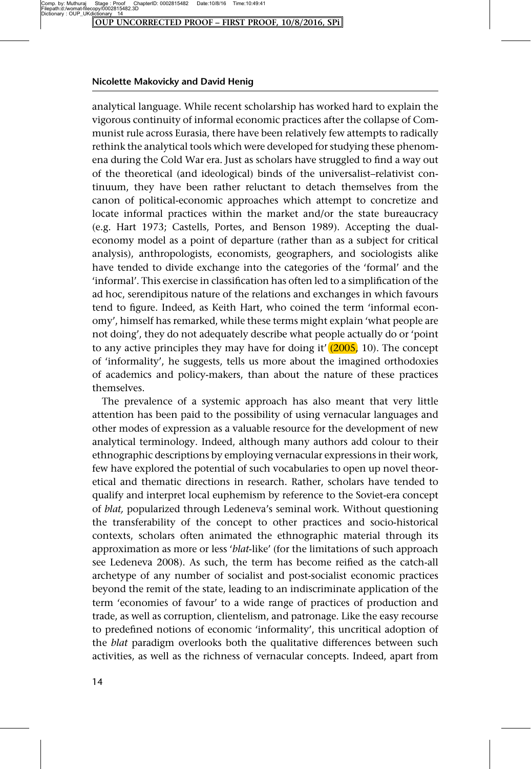analytical language. While recent scholarship has worked hard to explain the vigorous continuity of informal economic practices after the collapse of Communist rule across Eurasia, there have been relatively few attempts to radically rethink the analytical tools which were developed for studying these phenomena during the Cold War era. Just as scholars have struggled to find a way out of the theoretical (and ideological) binds of the universalist–relativist continuum, they have been rather reluctant to detach themselves from the canon of political-economic approaches which attempt to concretize and locate informal practices within the market and/or the state bureaucracy (e.g. Hart 1973; Castells, Portes, and Benson 1989). Accepting the dual-economy model as a point of departure (rather than as a subject for critical analysis), anthropologists, economists, geographers, and sociologists alike have tended to divide exchange into the categories of the 'formal' and the 'informal'. This exercise in classification has often led to a simplification of the ad hoc, serendipitous nature of the relations and exchanges in which favours tend to figure. Indeed, as Keith Hart, who coined the term 'informal economy', himself has remarked, while these terms might explain 'what people are not doing', they do not adequately describe what people actually do or 'point to any active principles they may have for doing it' (2005, 10). The concept of 'informality', he suggests, tells us more about the imagined orthodoxies of academics and policy-makers, than about the nature of these practices themselves.

The prevalence of a systemic approach has also meant that very little attention has been paid to the possibility of using vernacular languages and other modes of expression as a valuable resource for the development of new analytical terminology. Indeed, although many authors add colour to their ethnographic descriptions by employing vernacular expressions in their work, few have explored the potential of such vocabularies to open up novel theoretical and thematic directions in research. Rather, scholars have tended to qualify and interpret local euphemism by reference to the Soviet-era concept of *blat,* popularized through Ledeneva's seminal work. Without questioning the transferability of the concept to other practices and socio-historical contexts, scholars often animated the ethnographic material through its approximation as more or less '*blat*-like' (for the limitations of such approach see Ledeneva 2008). As such, the term has become reified as the catch-all archetype of any number of socialist and post-socialist economic practices beyond the remit of the state, leading to an indiscriminate application of the term 'economies of favour' to a wide range of practices of production and trade, as well as corruption, clientelism, and patronage. Like the easy recourse to predefined notions of economic 'informality', this uncritical adoption of the *blat* paradigm overlooks both the qualitative differences between such activities, as well as the richness of vernacular concepts. Indeed, apart from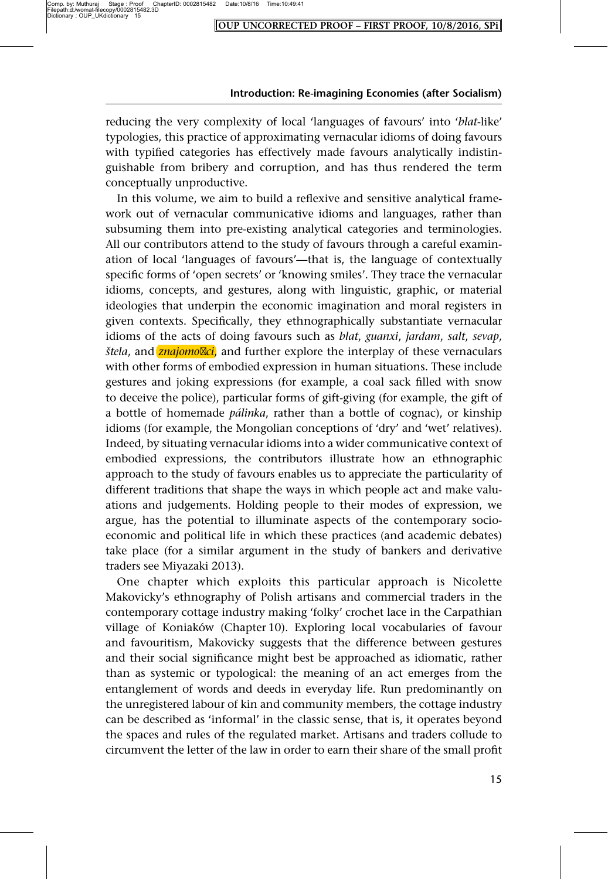reducing the very complexity of local 'languages of favours' into '*blat*-like' typologies, this practice of approximating vernacular idioms of doing favours with typified categories has effectively made favours analytically indistinguishable from bribery and corruption, and has thus rendered the term conceptually unproductive.

In this volume, we aim to build a reflexive and sensitive analytical framework out of vernacular communicative idioms and languages, rather than subsuming them into pre-existing analytical categories and terminologies. All our contributors attend to the study of favours through a careful examination of local 'languages of favours'—that is, the language of contextually specific forms of 'open secrets' or 'knowing smiles'. They trace the vernacular idioms, concepts, and gestures, along with linguistic, graphic, or material ideologies that underpin the economic imagination and moral registers in given contexts. Specifically, they ethnographically substantiate vernacular idioms of the acts of doing favours such as *blat*, *guanxi*, *jardam*, *salt*, *sevap*, *štela*, and *znajomości*, and further explore the interplay of these vernaculars with other forms of embodied expression in human situations. These include gestures and joking expressions (for example, a coal sack filled with snow to deceive the police), particular forms of gift-giving (for example, the gift of a bottle of homemade *pálinka*, rather than a bottle of cognac), or kinship idioms (for example, the Mongolian conceptions of 'dry' and 'wet' relatives). Indeed, by situating vernacular idioms into a wider communicative context of embodied expressions, the contributors illustrate how an ethnographic approach to the study of favours enables us to appreciate the particularity of different traditions that shape the ways in which people act and make valuations and judgements. Holding people to their modes of expression, we argue, has the potential to illuminate aspects of the contemporary socio-economic and political life in which these practices (and academic debates) take place (for a similar argument in the study of bankers and derivative traders see Miyazaki 2013).

One chapter which exploits this particular approach is Nicolette Makovicky's ethnography of Polish artisans and commercial traders in the contemporary cottage industry making 'folky' crochet lace in the Carpathian village of Koniaków (Chapter 10). Exploring local vocabularies of favour and favouritism, Makovicky suggests that the difference between gestures and their social significance might best be approached as idiomatic, rather than as systemic or typological: the meaning of an act emerges from the entanglement of words and deeds in everyday life. Run predominantly on the unregistered labour of kin and community members, the cottage industry can be described as 'informal' in the classic sense, that is, it operates beyond the spaces and rules of the regulated market. Artisans and traders collude to circumvent the letter of the law in order to earn their share of the small profit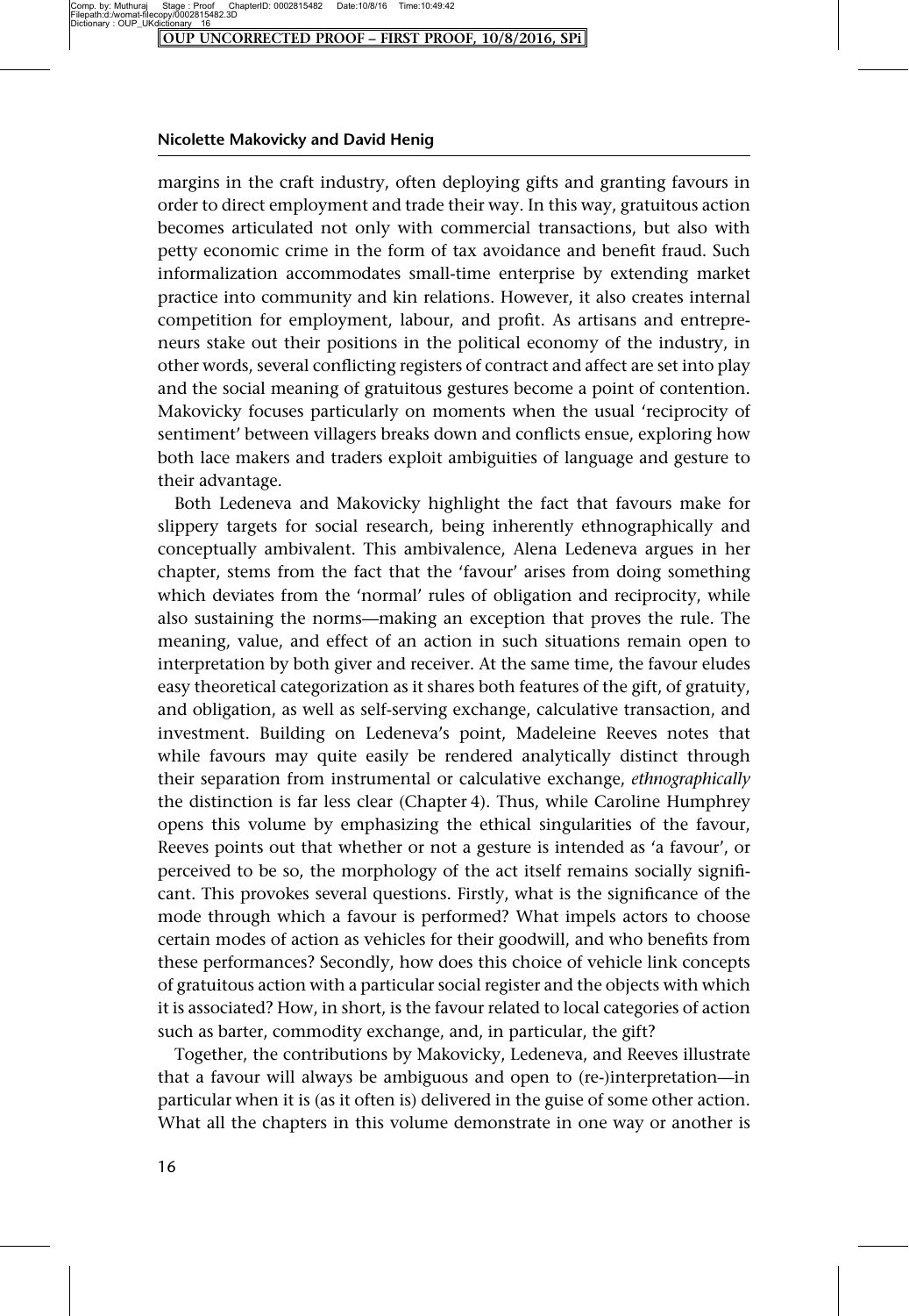margins in the craft industry, often deploying gifts and granting favours in order to direct employment and trade their way. In this way, gratuitous action becomes articulated not only with commercial transactions, but also with petty economic crime in the form of tax avoidance and benefit fraud. Such informalization accommodates small-time enterprise by extending market practice into community and kin relations. However, it also creates internal competition for employment, labour, and profit. As artisans and entrepreneurs stake out their positions in the political economy of the industry, in other words, several conflicting registers of contract and affect are set into play and the social meaning of gratuitous gestures become a point of contention. Makovicky focuses particularly on moments when the usual 'reciprocity of sentiment' between villagers breaks down and conflicts ensue, exploring how both lace makers and traders exploit ambiguities of language and gesture to their advantage.

Both Ledeneva and Makovicky highlight the fact that favours make for slippery targets for social research, being inherently ethnographically and conceptually ambivalent. This ambivalence, Alena Ledeneva argues in her chapter, stems from the fact that the 'favour' arises from doing something which deviates from the 'normal' rules of obligation and reciprocity, while also sustaining the norms—making an exception that proves the rule. The meaning, value, and effect of an action in such situations remain open to interpretation by both giver and receiver. At the same time, the favour eludes easy theoretical categorization as it shares both features of the gift, of gratuity, and obligation, as well as self-serving exchange, calculative transaction, and investment. Building on Ledeneva's point, Madeleine Reeves notes that while favours may quite easily be rendered analytically distinct through their separation from instrumental or calculative exchange, *ethnographically* the distinction is far less clear (Chapter 4). Thus, while Caroline Humphrey opens this volume by emphasizing the ethical singularities of the favour, Reeves points out that whether or not a gesture is intended as 'a favour', or perceived to be so, the morphology of the act itself remains socially significant. This provokes several questions. Firstly, what is the significance of the mode through which a favour is performed? What impels actors to choose certain modes of action as vehicles for their goodwill, and who benefits from these performances? Secondly, how does this choice of vehicle link concepts of gratuitous action with a particular social register and the objects with which it is associated? How, in short, is the favour related to local categories of action such as barter, commodity exchange, and, in particular, the gift?

Together, the contributions by Makovicky, Ledeneva, and Reeves illustrate that a favour will always be ambiguous and open to (re-)interpretation—in particular when it is (as it often is) delivered in the guise of some other action. What all the chapters in this volume demonstrate in one way or another is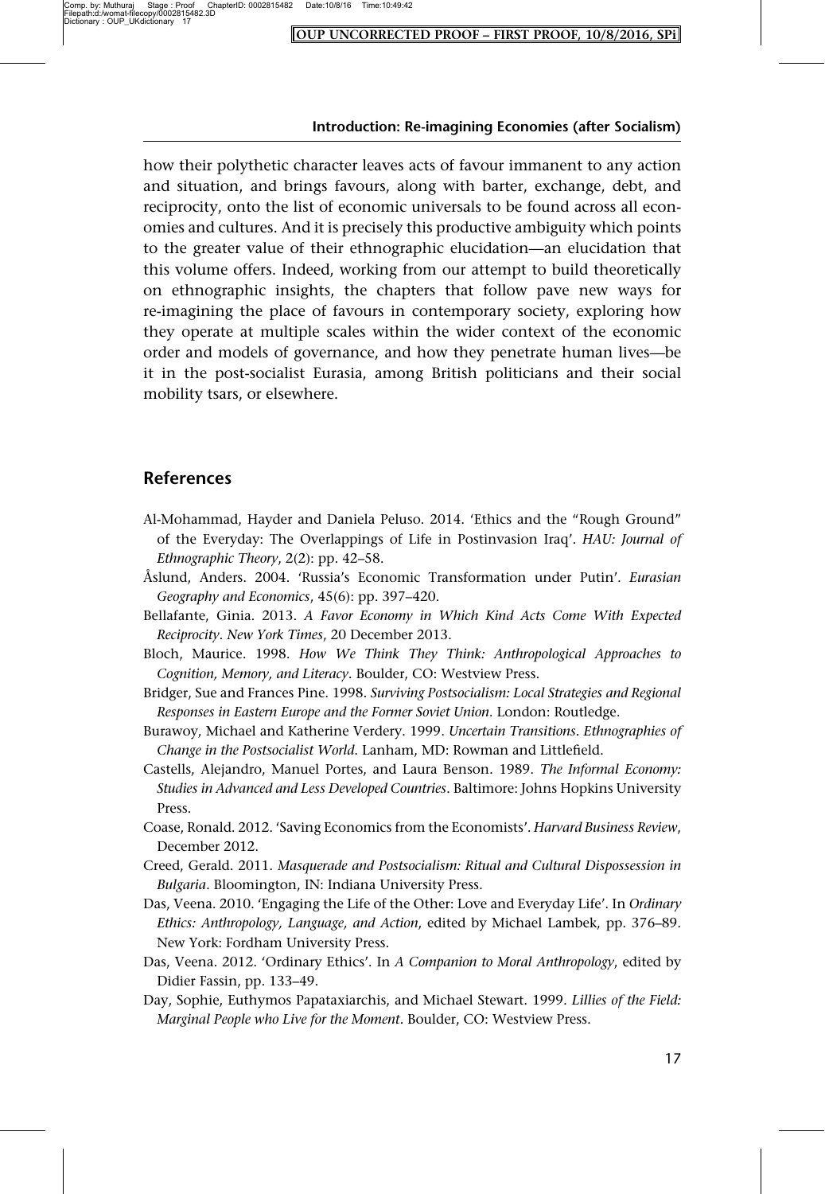how their polythetic character leaves acts of favour immanent to any action and situation, and brings favours, along with barter, exchange, debt, and reciprocity, onto the list of economic universals to be found across all economies and cultures. And it is precisely this productive ambiguity which points to the greater value of their ethnographic elucidation—an elucidation that this volume offers. Indeed, working from our attempt to build theoretically on ethnographic insights, the chapters that follow pave new ways for re-imagining the place of favours in contemporary society, exploring how they operate at multiple scales within the wider context of the economic order and models of governance, and how they penetrate human lives—be it in the post-socialist Eurasia, among British politicians and their social mobility tsars, or elsewhere.

## References

Al-Mohammad, Hayder and Daniela Peluso. 2014. 'Ethics and the "Rough Ground" of the Everyday: The Overlappings of Life in Postinvasion Iraq'. *HAU: Journal of Ethnographic Theory*, 2(2): pp. 42–58.

Åslund, Anders. 2004. 'Russia's Economic Transformation under Putin'. *Eurasian Geography and Economics*, 45(6): pp. 397–420.

Bellafante, Ginia. 2013. *A Favor Economy in Which Kind Acts Come With Expected Reciprocity*. *New York Times*, 20 December 2013.

Bloch, Maurice. 1998. *How We Think They Think: Anthropological Approaches to Cognition, Memory, and Literacy*. Boulder, CO: Westview Press.

Bridger, Sue and Frances Pine. 1998. *Surviving Postsocialism: Local Strategies and Regional Responses in Eastern Europe and the Former Soviet Union*. London: Routledge.

Burawoy, Michael and Katherine Verdery. 1999. *Uncertain Transitions. Ethnographies of Change in the Postsocialist World*. Lanham, MD: Rowman and Littlefield.

Castells, Alejandro, Manuel Portes, and Laura Benson. 1989. *The Informal Economy: Studies in Advanced and Less Developed Countries*. Baltimore: Johns Hopkins University Press.

Coase, Ronald. 2012. 'Saving Economics from the Economists'. *Harvard Business Review*, December 2012.

Creed, Gerald. 2011. *Masquerade and Postsocialism: Ritual and Cultural Dispossession in Bulgaria*. Bloomington, IN: Indiana University Press.

Das, Veena. 2010. 'Engaging the Life of the Other: Love and Everyday Life'. In *Ordinary Ethics: Anthropology, Language, and Action*, edited by Michael Lambek, pp. 376–89. New York: Fordham University Press.

Das, Veena. 2012. 'Ordinary Ethics'. In *A Companion to Moral Anthropology*, edited by Didier Fassin, pp. 133–49.

Day, Sophie, Euthymos Papataxiarchis, and Michael Stewart. 1999. *Lillies of the Field: Marginal People who Live for the Moment*. Boulder, CO: Westview Press.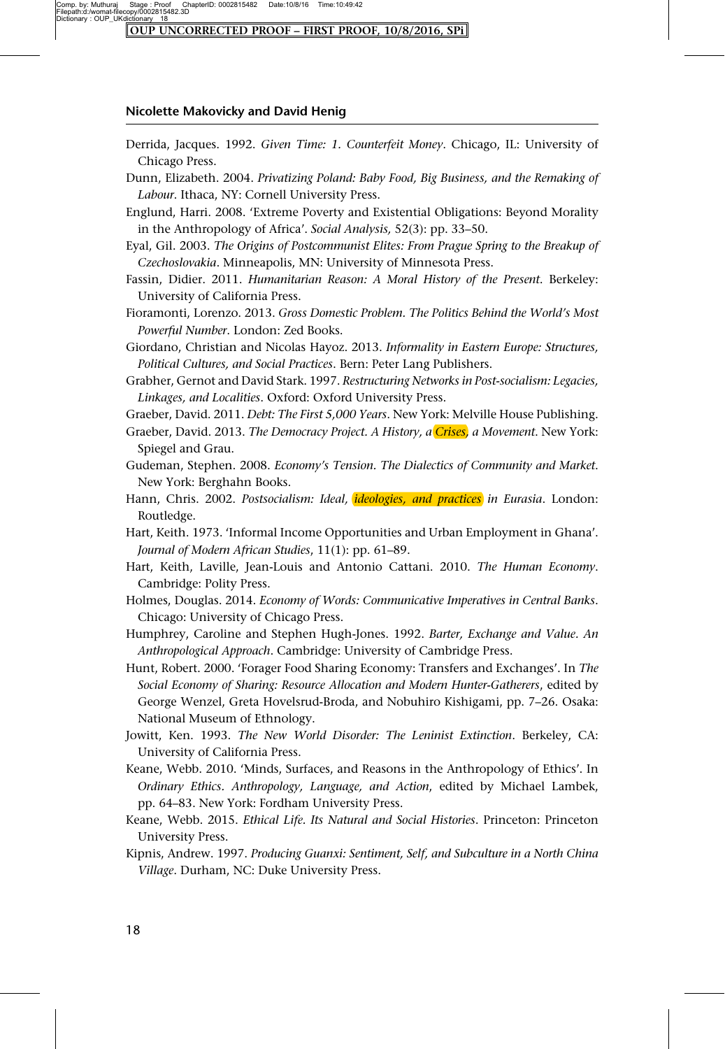Derrida, Jacques. 1992. *Given Time: 1. Counterfeit Money*. Chicago, IL: University of Chicago Press.

Dunn, Elizabeth. 2004. *Privatizing Poland: Baby Food, Big Business, and the Remaking of Labour*. Ithaca, NY: Cornell University Press.

Englund, Harri. 2008. 'Extreme Poverty and Existential Obligations: Beyond Morality in the Anthropology of Africa'. *Social Analysis*, 52(3): pp. 33–50.

Eyal, Gil. 2003. *The Origins of Postcommunist Elites: From Prague Spring to the Breakup of Czechoslovakia*. Minneapolis, MN: University of Minnesota Press.

Fassin, Didier. 2011. *Humanitarian Reason: A Moral History of the Present*. Berkeley: University of California Press.

Fioramonti, Lorenzo. 2013. *Gross Domestic Problem. The Politics Behind the World's Most Powerful Number*. London: Zed Books.

Giordano, Christian and Nicolas Hayoz. 2013. *Informality in Eastern Europe: Structures, Political Cultures, and Social Practices*. Bern: Peter Lang Publishers.

Grabher, Gernot and David Stark. 1997. *Restructuring Networks in Post-socialism: Legacies, Linkages, and Localities*. Oxford: Oxford University Press.

Graeber, David. 2011. *Debt: The First 5,000 Years*. New York: Melville House Publishing.

Graeber, David. 2013. *The Democracy Project. A History, a Crises, a Movement*. New York: Spiegel and Grau.

Gudeman, Stephen. 2008. *Economy's Tension. The Dialectics of Community and Market*. New York: Berghahn Books.

Hann, Chris. 2002. *Postsocialism: Ideal, ideologies, and practices in Eurasia*. London: Routledge.

Hart, Keith. 1973. 'Informal Income Opportunities and Urban Employment in Ghana'. *Journal of Modern African Studies*, 11(1): pp. 61–89.

Hart, Keith, Laville, Jean-Louis and Antonio Cattani. 2010. *The Human Economy*. Cambridge: Polity Press.

Holmes, Douglas. 2014. *Economy of Words: Communicative Imperatives in Central Banks*. Chicago: University of Chicago Press.

Humphrey, Caroline and Stephen Hugh-Jones. 1992. *Barter, Exchange and Value. An Anthropological Approach*. Cambridge: University of Cambridge Press.

Hunt, Robert. 2000. 'Forager Food Sharing Economy: Transfers and Exchanges'. In *The Social Economy of Sharing: Resource Allocation and Modern Hunter-Gatherers*, edited by George Wenzel, Greta Hovelsrud-Broda, and Nobuhiro Kishigami, pp. 7–26. Osaka: National Museum of Ethnology.

Jowitt, Ken. 1993. *The New World Disorder: The Leninist Extinction*. Berkeley, CA: University of California Press.

Keane, Webb. 2010. 'Minds, Surfaces, and Reasons in the Anthropology of Ethics'. In *Ordinary Ethics. Anthropology, Language, and Action*, edited by Michael Lambek, pp. 64–83. New York: Fordham University Press.

Keane, Webb. 2015. *Ethical Life. Its Natural and Social Histories*. Princeton: Princeton University Press.

Kipnis, Andrew. 1997. *Producing Guanxi: Sentiment, Self, and Subculture in a North China Village*. Durham, NC: Duke University Press.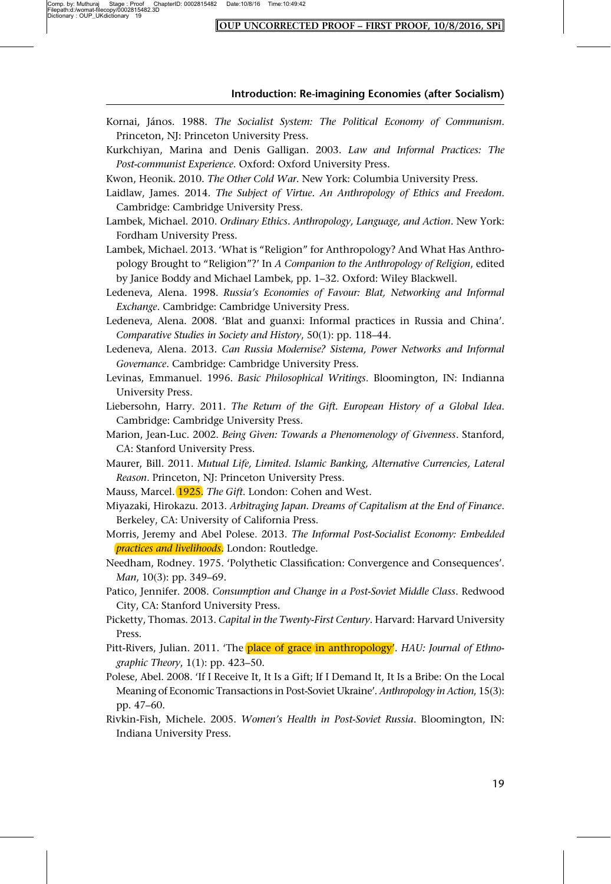Kornai, János. 1988. *The Socialist System: The Political Economy of Communism*. Princeton, NJ: Princeton University Press.

Kurkchiyan, Marina and Denis Galligan. 2003. *Law and Informal Practices: The Post-communist Experience*. Oxford: Oxford University Press.

Kwon, Heonik. 2010. *The Other Cold War*. New York: Columbia University Press.

Laidlaw, James. 2014. *The Subject of Virtue. An Anthropology of Ethics and Freedom*. Cambridge: Cambridge University Press.

Lambek, Michael. 2010. *Ordinary Ethics. Anthropology, Language, and Action*. New York: Fordham University Press.

Lambek, Michael. 2013. 'What is "Religion" for Anthropology? And What Has Anthropology Brought to "Religion"?' In *A Companion to the Anthropology of Religion*, edited by Janice Boddy and Michael Lambek, pp. 1–32. Oxford: Wiley Blackwell.

Ledeneva, Alena. 1998. *Russia's Economies of Favour: Blat, Networking and Informal Exchange*. Cambridge: Cambridge University Press.

Ledeneva, Alena. 2008. 'Blat and guanxi: Informal practices in Russia and China'. *Comparative Studies in Society and History*, 50(1): pp. 118–44.

Ledeneva, Alena. 2013. *Can Russia Modernise? Sistema, Power Networks and Informal Governance*. Cambridge: Cambridge University Press.

Levinas, Emmanuel. 1996. *Basic Philosophical Writings*. Bloomington, IN: Indianna University Press.

Liebersohn, Harry. 2011. *The Return of the Gift. European History of a Global Idea*. Cambridge: Cambridge University Press.

Marion, Jean-Luc. 2002. *Being Given: Towards a Phenomenology of Givenness*. Stanford, CA: Stanford University Press.

Maurer, Bill. 2011. *Mutual Life, Limited. Islamic Banking, Alternative Currencies, Lateral Reason*. Princeton, NJ: Princeton University Press.

Mauss, Marcel. 1925. *The Gift*. London: Cohen and West.

Miyazaki, Hirokazu. 2013. *Arbitraging Japan. Dreams of Capitalism at the End of Finance*. Berkeley, CA: University of California Press.

Morris, Jeremy and Abel Polese. 2013. *The Informal Post-Socialist Economy: Embedded practices and livelihoods*. London: Routledge.

Needham, Rodney. 1975. 'Polythetic Classification: Convergence and Consequences'. *Man*, 10(3): pp. 349–69.

Patico, Jennifer. 2008. *Consumption and Change in a Post-Soviet Middle Class*. Redwood City, CA: Stanford University Press.

Picketty, Thomas. 2013. *Capital in the Twenty-First Century*. Harvard: Harvard University Press.

Pitt-Rivers, Julian. 2011. 'The place of grace in anthropology'. *HAU: Journal of Ethnographic Theory*, 1(1): pp. 423–50.

Polese, Abel. 2008. 'If I Receive It, It Is a Gift; If I Demand It, It Is a Bribe: On the Local Meaning of Economic Transactions in Post-Soviet Ukraine'. *Anthropology in Action*, 15(3): pp. 47–60.

Rivkin-Fish, Michele. 2005. *Women's Health in Post-Soviet Russia*. Bloomington, IN: Indiana University Press.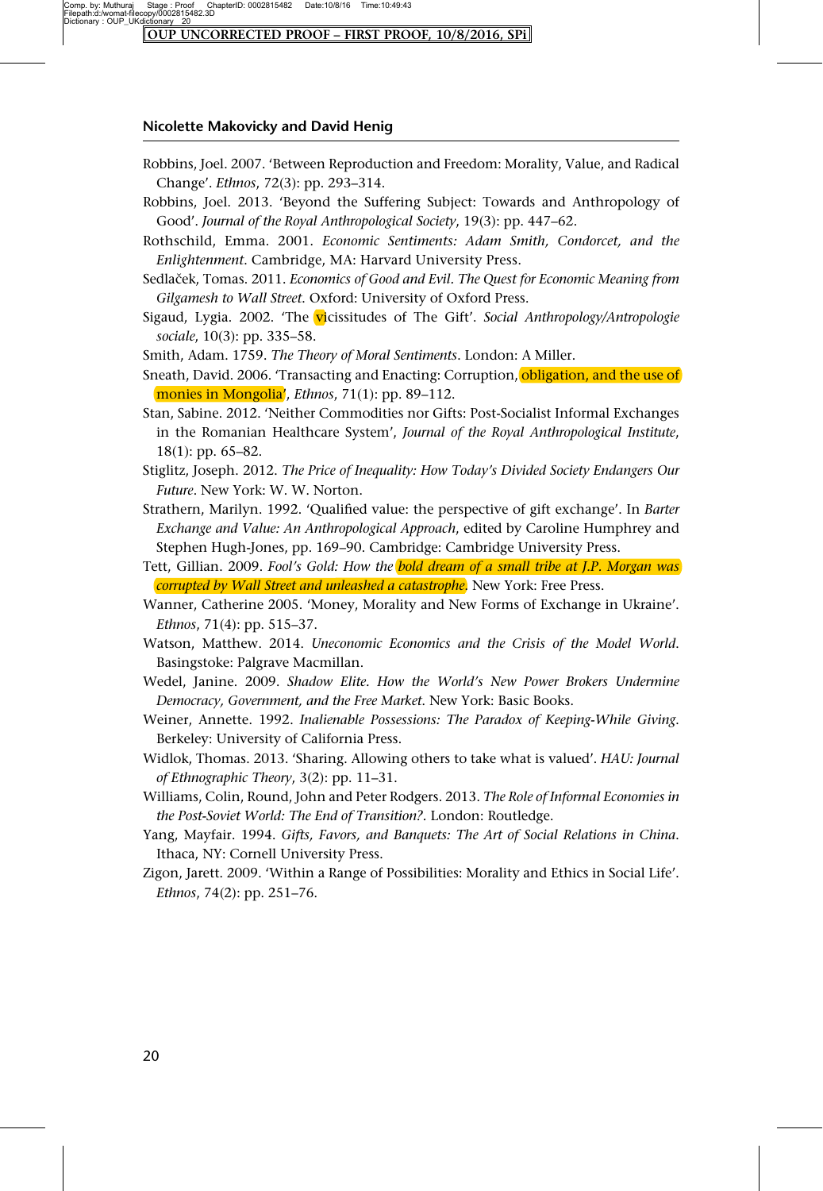Robbins, Joel. 2007. 'Between Reproduction and Freedom: Morality, Value, and Radical Change'. *Ethnos*, 72(3): pp. 293–314.

Robbins, Joel. 2013. 'Beyond the Suffering Subject: Towards and Anthropology of Good'. *Journal of the Royal Anthropological Society*, 19(3): pp. 447–62.

Rothschild, Emma. 2001. *Economic Sentiments: Adam Smith, Condorcet, and the Enlightenment*. Cambridge, MA: Harvard University Press.

Sedlaček, Tomas. 2011. *Economics of Good and Evil. The Quest for Economic Meaning from Gilgamesh to Wall Street*. Oxford: University of Oxford Press.

Sigaud, Lygia. 2002. 'The vicissitudes of The Gift'. *Social Anthropology/Antropologie sociale*, 10(3): pp. 335–58.

Smith, Adam. 1759. *The Theory of Moral Sentiments*. London: A Miller.

Sneath, David. 2006. 'Transacting and Enacting: Corruption, obligation, and the use of monies in Mongolia', *Ethnos*, 71(1): pp. 89–112.

Stan, Sabine. 2012. 'Neither Commodities nor Gifts: Post-Socialist Informal Exchanges in the Romanian Healthcare System', *Journal of the Royal Anthropological Institute*, 18(1): pp. 65–82.

Stiglitz, Joseph. 2012. *The Price of Inequality: How Today's Divided Society Endangers Our Future*. New York: W. W. Norton.

Strathern, Marilyn. 1992. 'Qualified value: the perspective of gift exchange'. In *Barter Exchange and Value: An Anthropological Approach*, edited by Caroline Humphrey and Stephen Hugh-Jones, pp. 169–90. Cambridge: Cambridge University Press.

Tett, Gillian. 2009. *Fool's Gold: How the bold dream of a small tribe at J.P. Morgan was corrupted by Wall Street and unleashed a catastrophe*. New York: Free Press.

Wanner, Catherine 2005. 'Money, Morality and New Forms of Exchange in Ukraine'. *Ethnos*, 71(4): pp. 515–37.

Watson, Matthew. 2014. *Uneconomic Economics and the Crisis of the Model World*. Basingstoke: Palgrave Macmillan.

Wedel, Janine. 2009. *Shadow Elite. How the World's New Power Brokers Undermine Democracy, Government, and the Free Market*. New York: Basic Books.

Weiner, Annette. 1992. *Inalienable Possessions: The Paradox of Keeping-While Giving*. Berkeley: University of California Press.

Widlok, Thomas. 2013. 'Sharing. Allowing others to take what is valued'. *HAU: Journal of Ethnographic Theory*, 3(2): pp. 11–31.

Williams, Colin, Round, John and Peter Rodgers. 2013. *The Role of Informal Economies in the Post-Soviet World: The End of Transition?.* London: Routledge.

Yang, Mayfair. 1994. *Gifts, Favors, and Banquets: The Art of Social Relations in China*. Ithaca, NY: Cornell University Press.

Zigon, Jarett. 2009. 'Within a Range of Possibilities: Morality and Ethics in Social Life'. *Ethnos*, 74(2): pp. 251–76.